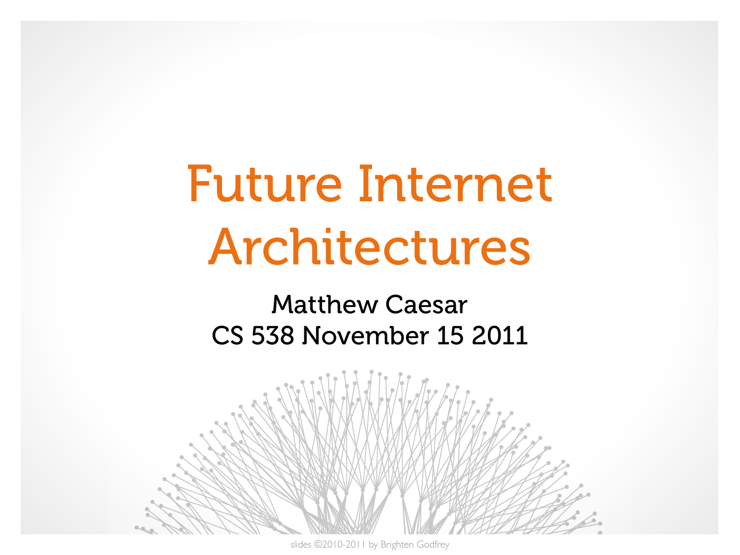# Future Internet Architectures

Matthew Caesar
CS 538 November 15 2011

slides ©2010-2011 by Brighten Godfrey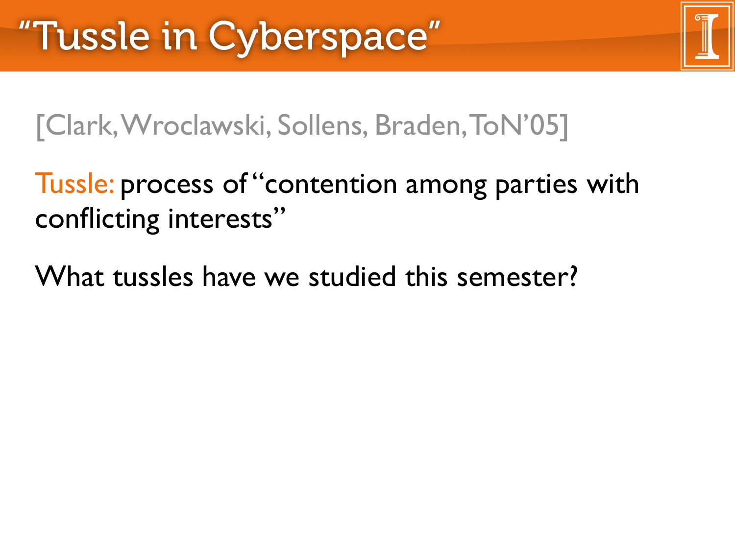# "Tussle in Cyberspace"

[Clark, Wroclawski, Sollens, Braden, ToN'05]

Tussle: process of "contention among parties with conflicting interests"

What tussles have we studied this semester?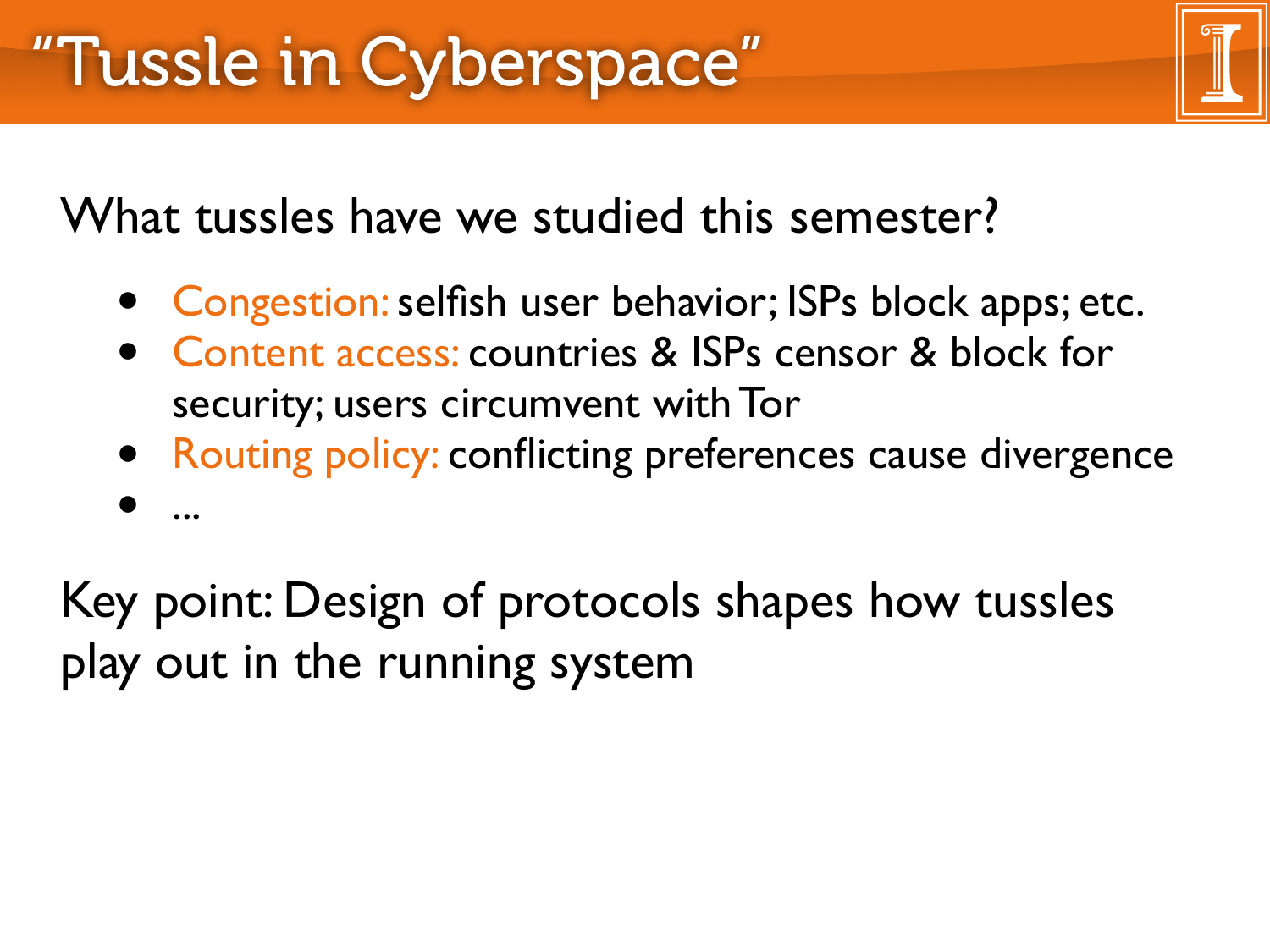# "Tussle in Cyberspace"

What tussles have we studied this semester?

- Congestion: selfish user behavior; ISPs block apps; etc.
- Content access: countries & ISPs censor & block for security; users circumvent with Tor
- Routing policy: conflicting preferences cause divergence
- ...

Key point: Design of protocols shapes how tussles play out in the running system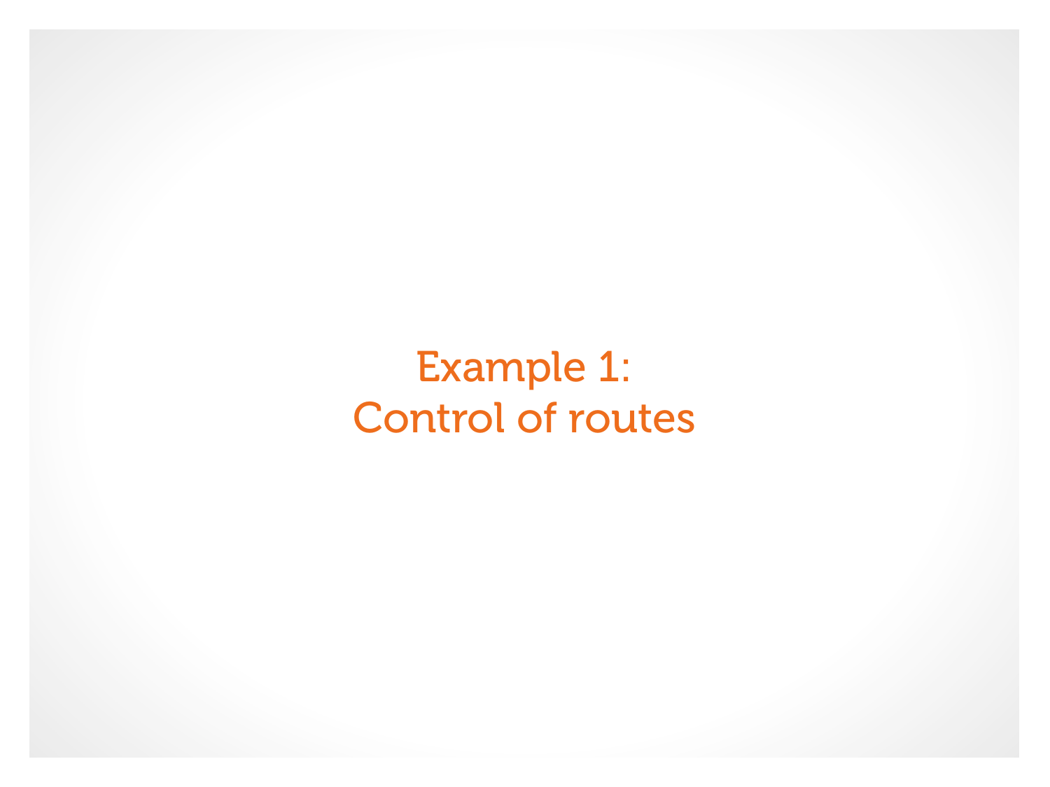# Example 1:
# Control of routes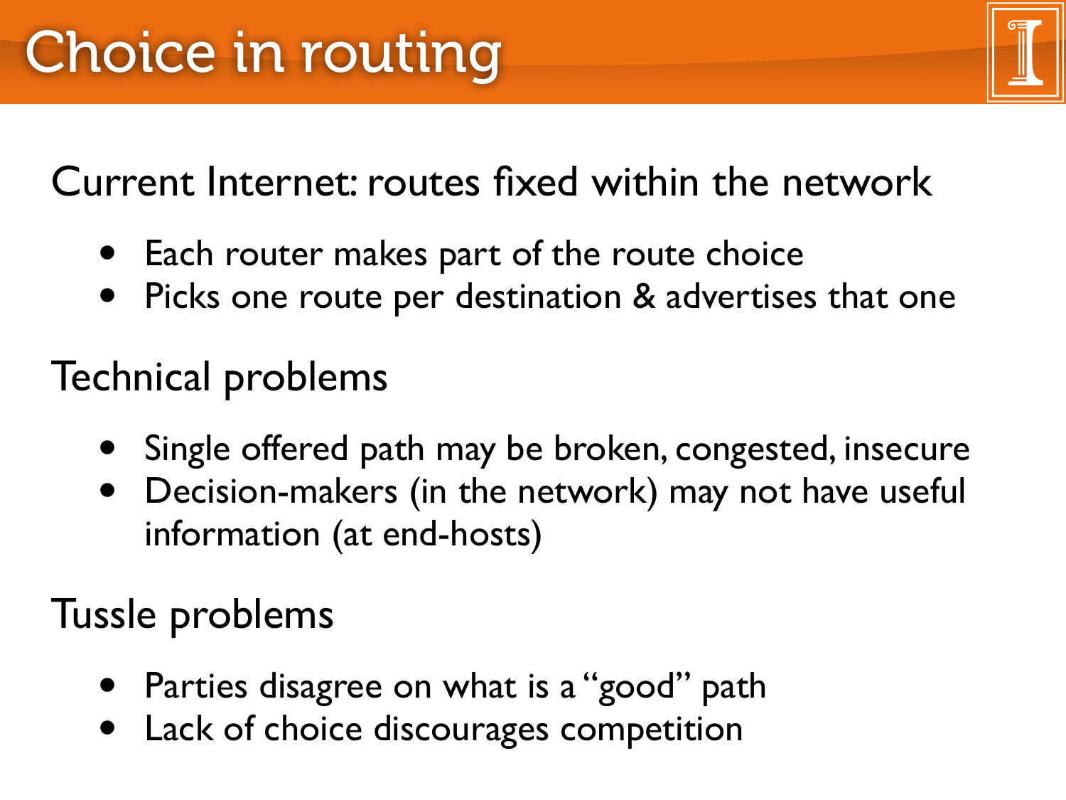# Choice in routing

Current Internet: routes fixed within the network

- Each router makes part of the route choice
- Picks one route per destination & advertises that one

Technical problems

- Single offered path may be broken, congested, insecure
- Decision-makers (in the network) may not have useful information (at end-hosts)

Tussle problems

- Parties disagree on what is a "good" path
- Lack of choice discourages competition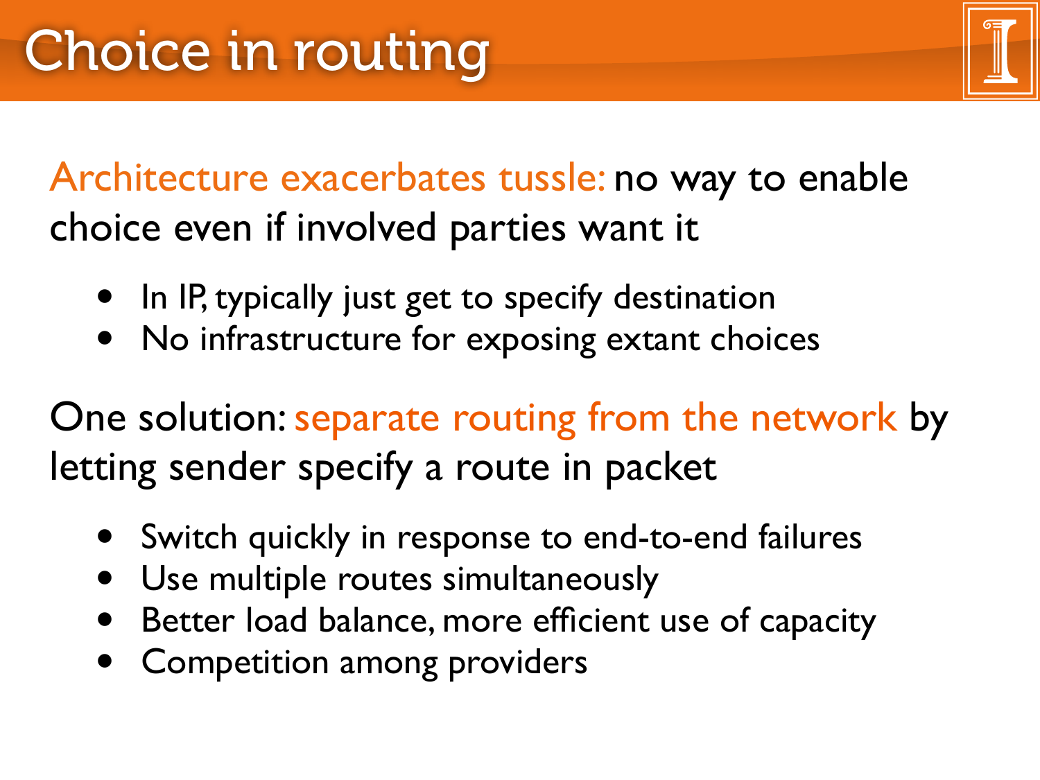# Choice in routing

Architecture exacerbates tussle: no way to enable choice even if involved parties want it

- In IP, typically just get to specify destination
- No infrastructure for exposing extant choices

One solution: separate routing from the network by letting sender specify a route in packet

- Switch quickly in response to end-to-end failures
- Use multiple routes simultaneously
- Better load balance, more efficient use of capacity
- Competition among providers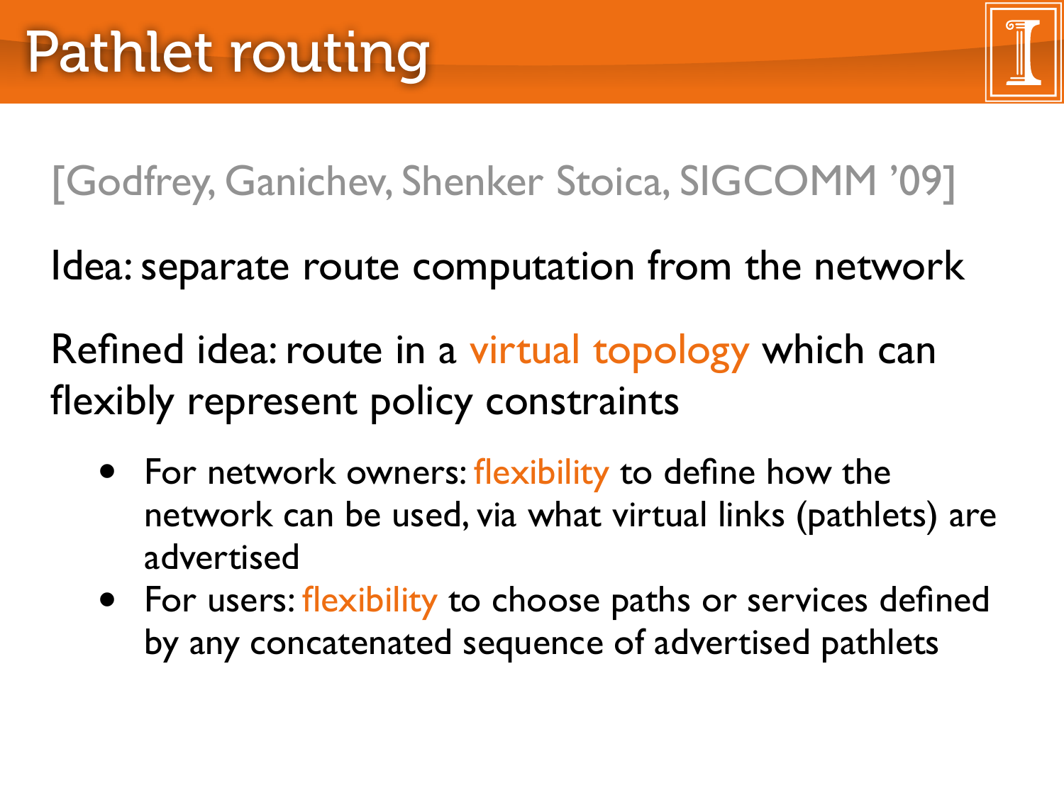# Pathlet routing

[Godfrey, Ganichev, Shenker Stoica, SIGCOMM '09]

Idea: separate route computation from the network

Refined idea: route in a virtual topology which can flexibly represent policy constraints

- For network owners: flexibility to define how the network can be used, via what virtual links (pathlets) are advertised
- For users: flexibility to choose paths or services defined by any concatenated sequence of advertised pathlets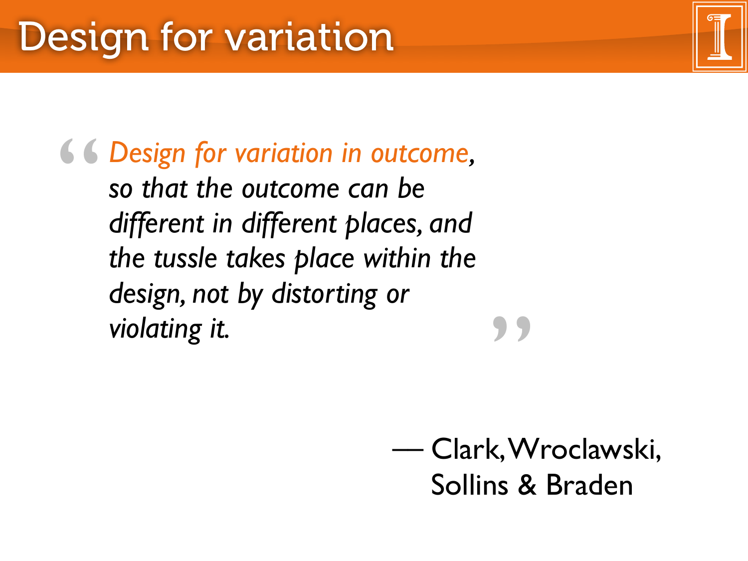# Design for variation

> *Design for variation in outcome, so that the outcome can be different in different places, and the tussle takes place within the design, not by distorting or violating it.*

— Clark, Wroclawski, Sollins & Braden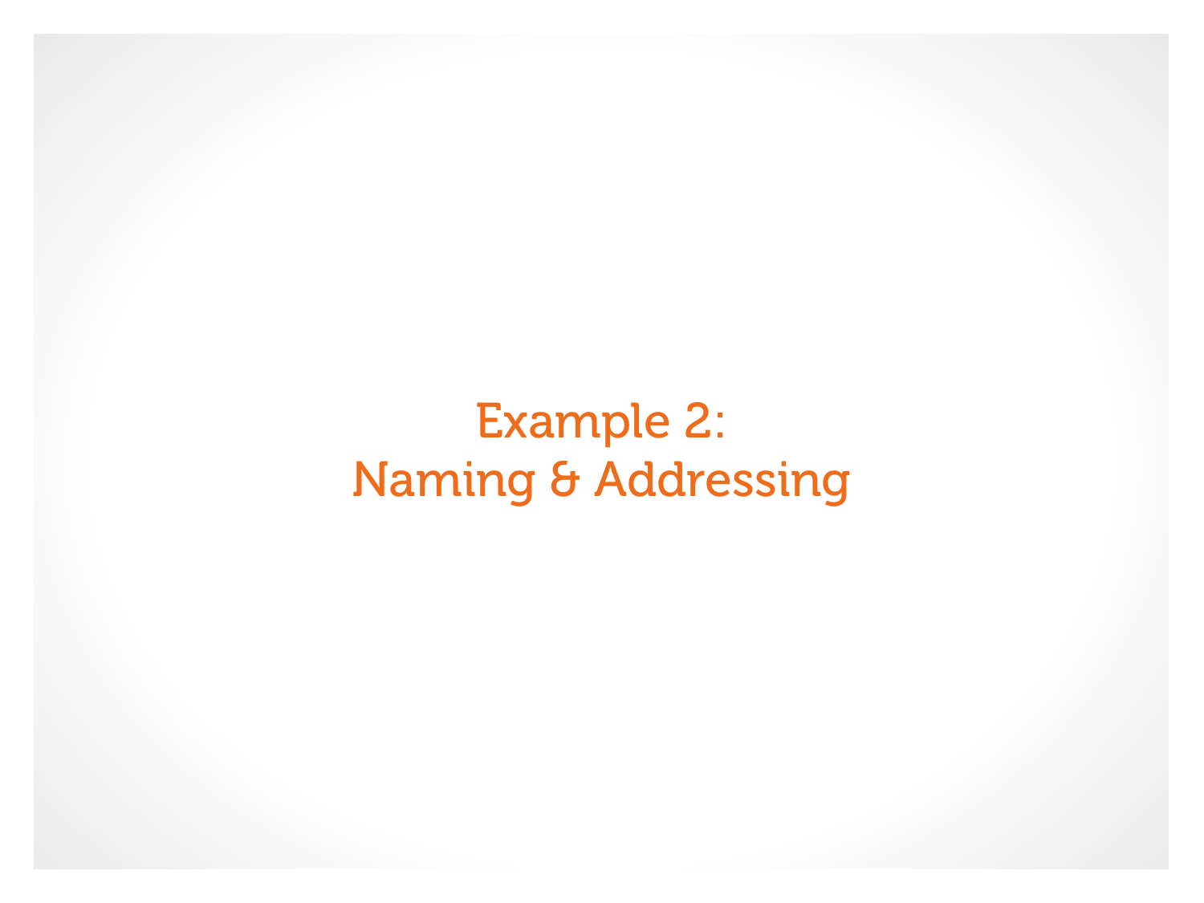# Example 2:
# Naming & Addressing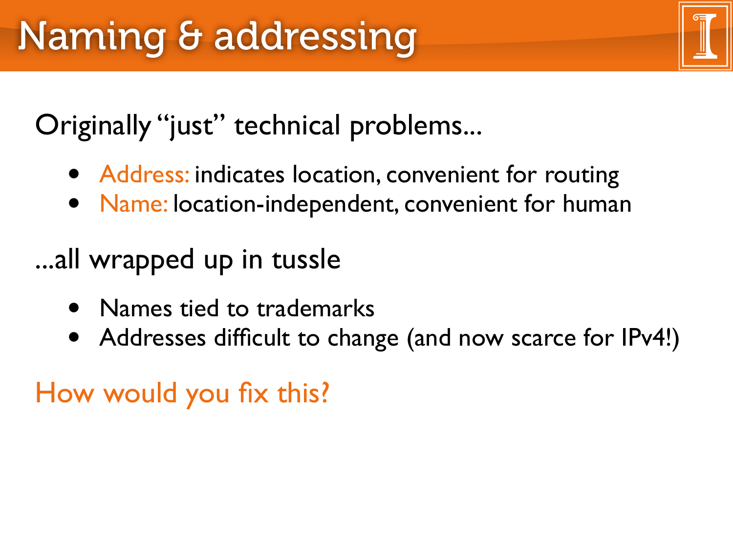# Naming & addressing

Originally "just" technical problems...

- Address: indicates location, convenient for routing
- Name: location-independent, convenient for human

...all wrapped up in tussle

- Names tied to trademarks
- Addresses difficult to change (and now scarce for IPv4!)

How would you fix this?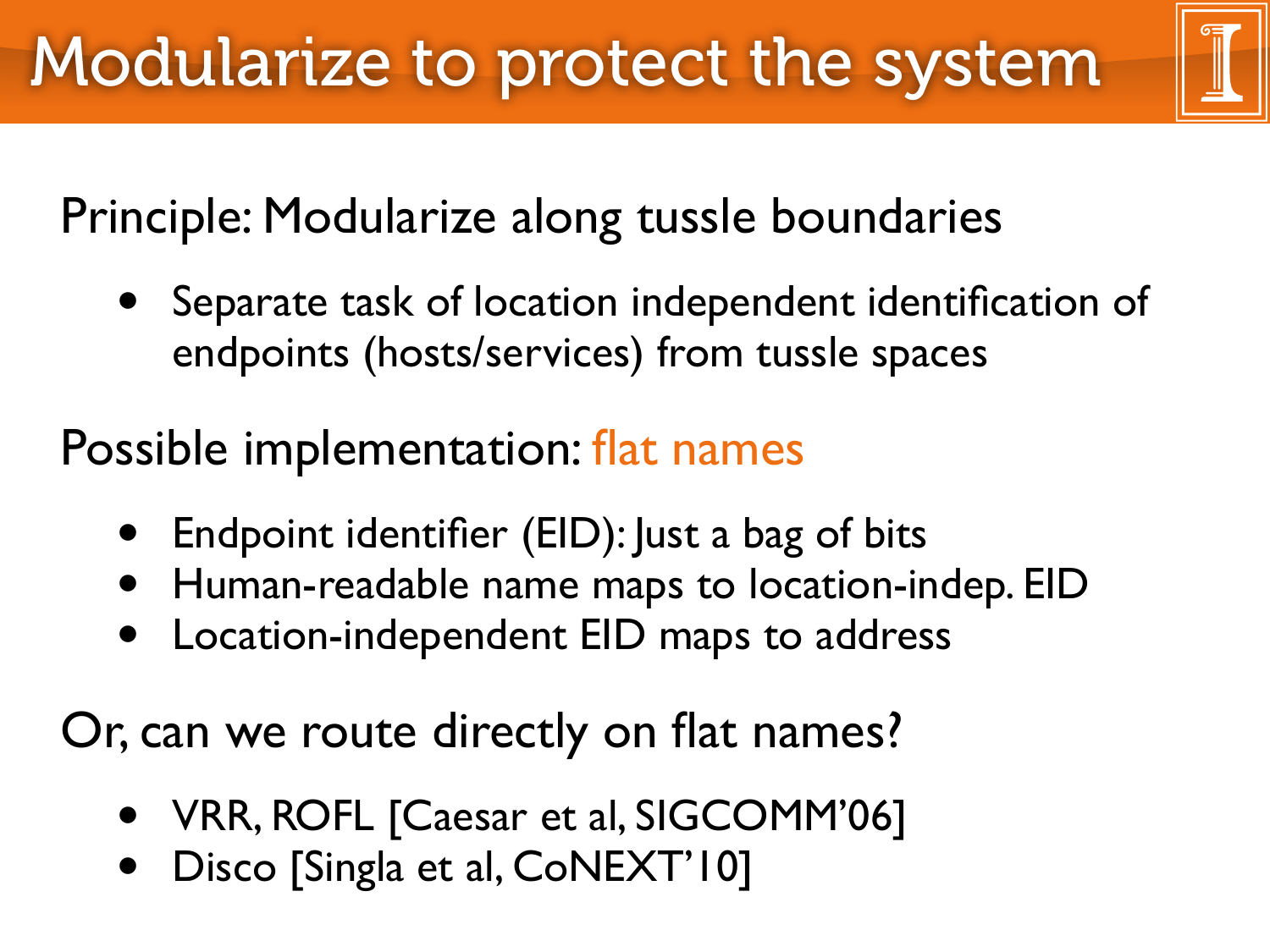# Modularize to protect the system

Principle: Modularize along tussle boundaries

- Separate task of location independent identification of endpoints (hosts/services) from tussle spaces

Possible implementation: flat names

- Endpoint identifier (EID): Just a bag of bits
- Human-readable name maps to location-indep. EID
- Location-independent EID maps to address

Or, can we route directly on flat names?

- VRR, ROFL [Caesar et al, SIGCOMM'06]
- Disco [Singla et al, CoNEXT'10]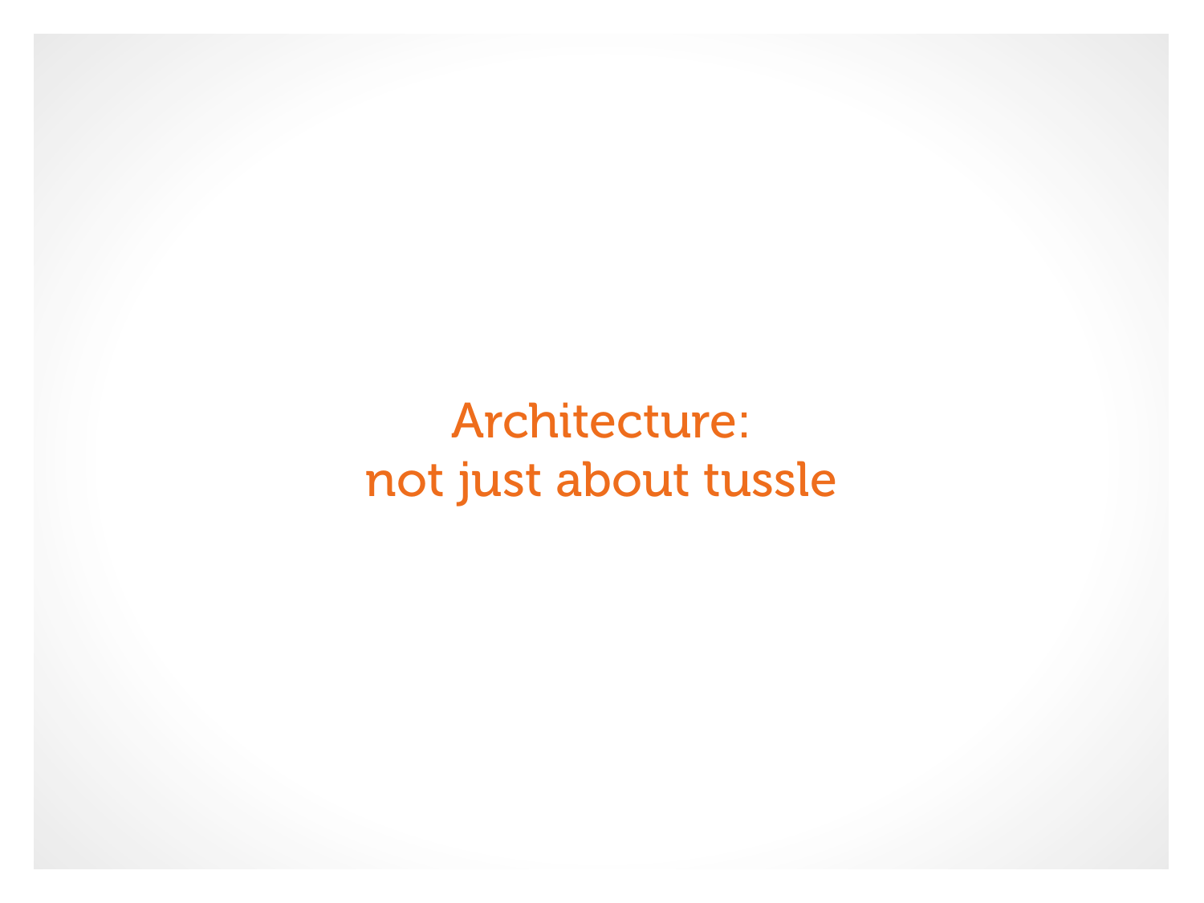# Architecture:
# not just about tussle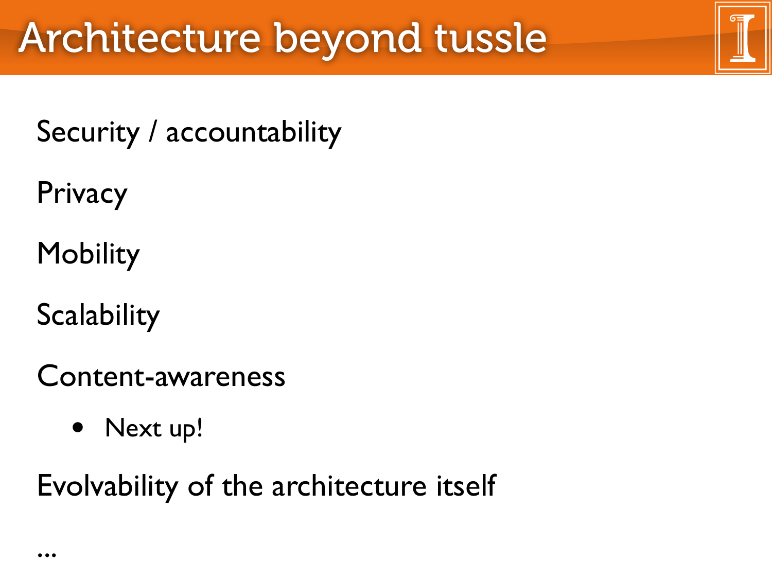# Architecture beyond tussle

Security / accountability

Privacy

Mobility

Scalability

Content-awareness

- Next up!

Evolvability of the architecture itself

...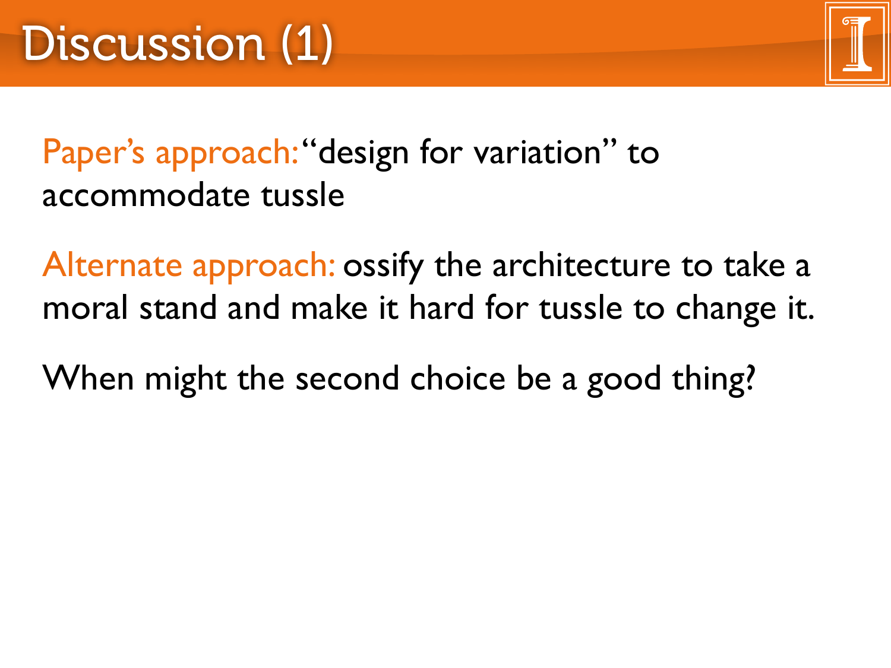# Discussion (1)

Paper's approach: "design for variation" to accommodate tussle

Alternate approach: ossify the architecture to take a moral stand and make it hard for tussle to change it.

When might the second choice be a good thing?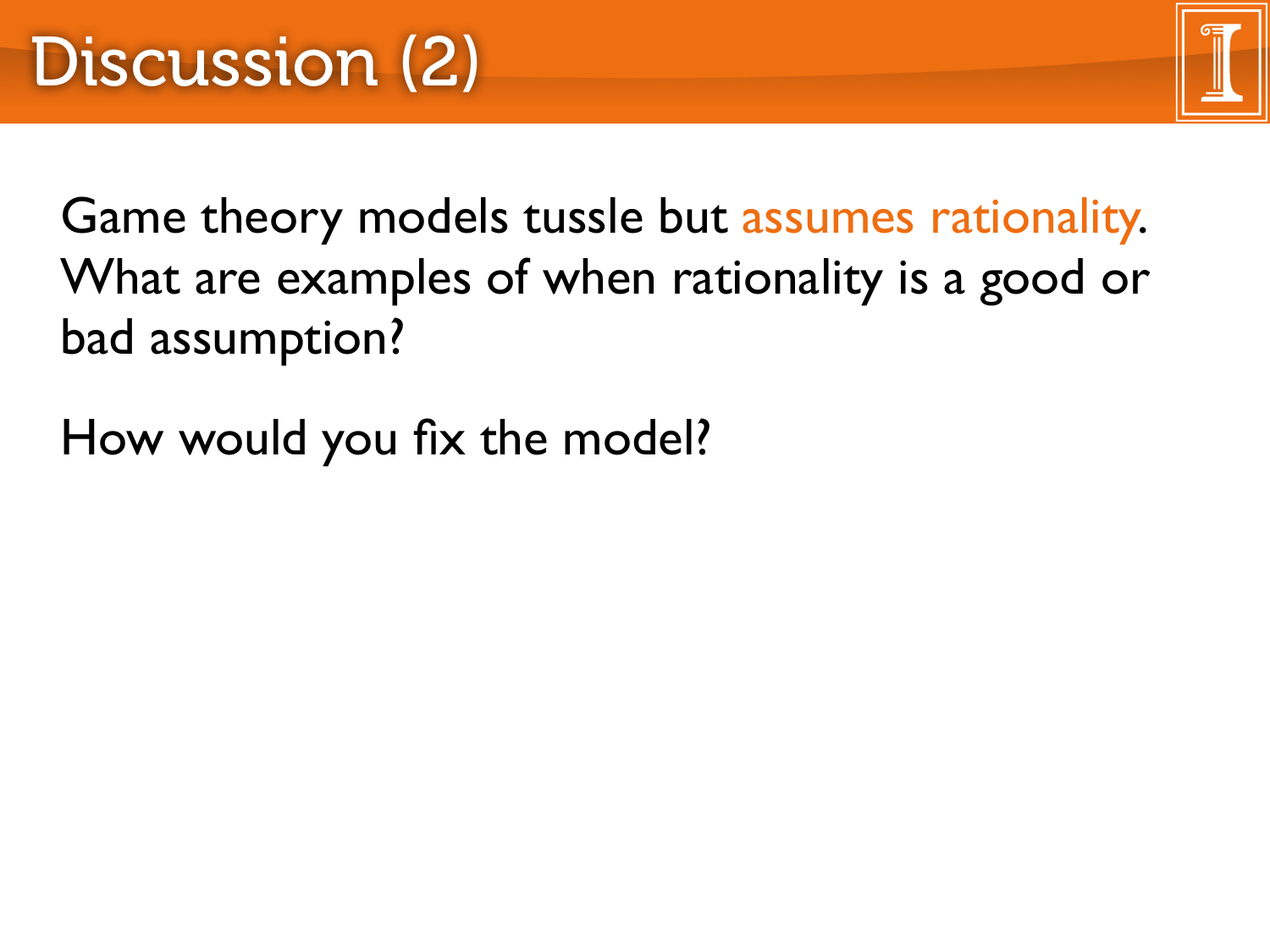# Discussion (2)

Game theory models tussle but assumes rationality. What are examples of when rationality is a good or bad assumption?

How would you fix the model?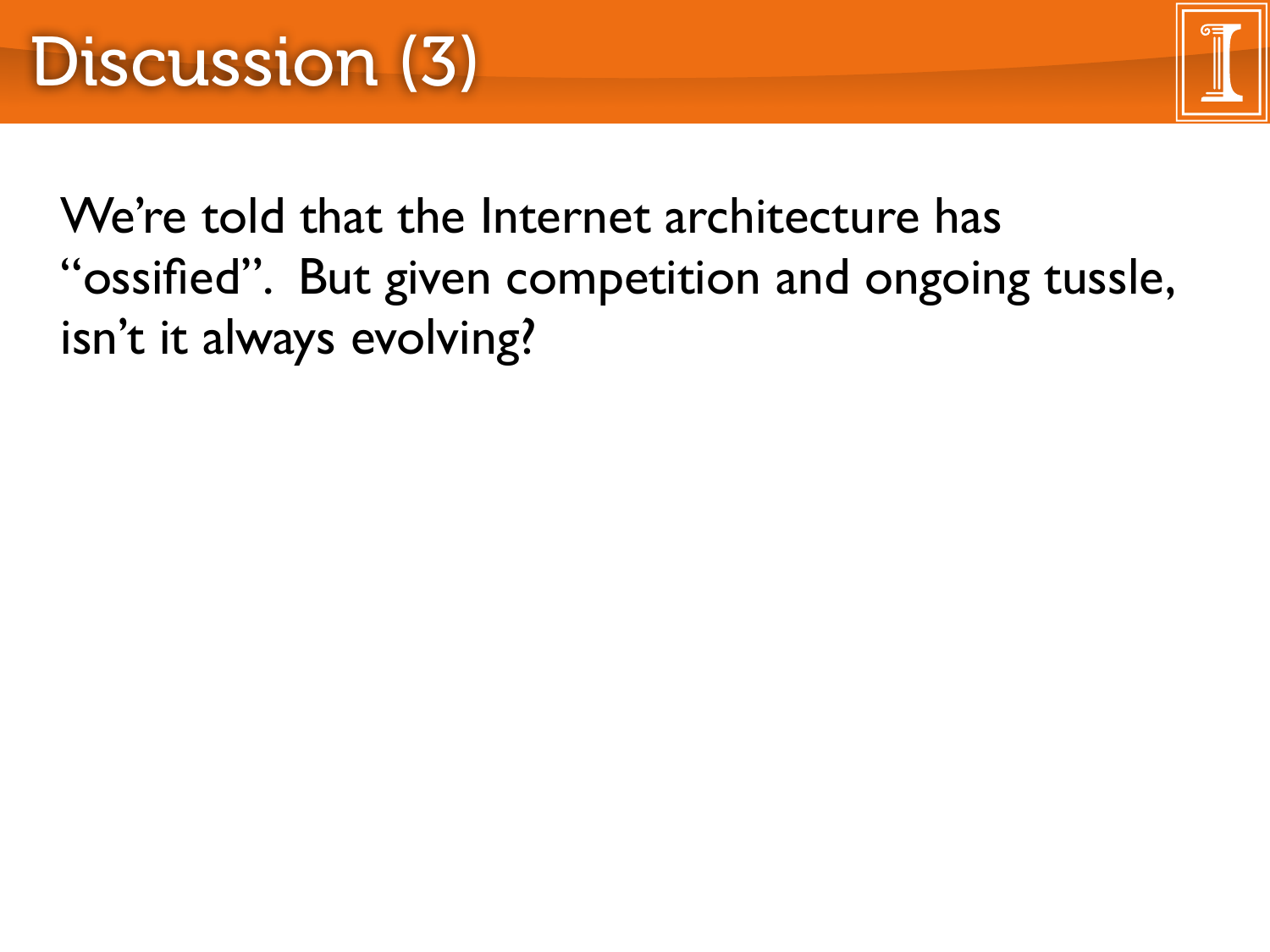# Discussion (3)

We're told that the Internet architecture has "ossified". But given competition and ongoing tussle, isn't it always evolving?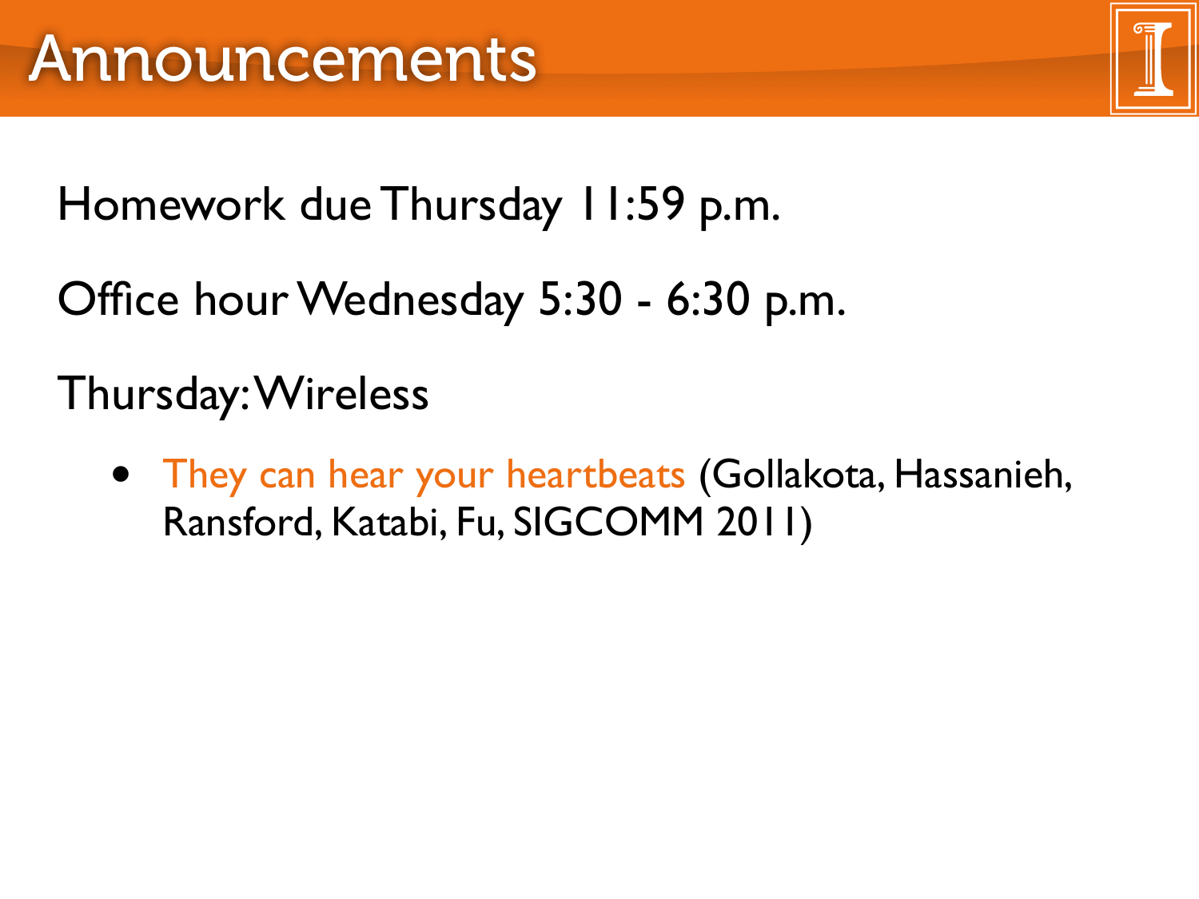# Announcements

Homework due Thursday 11:59 p.m.

Office hour Wednesday 5:30 - 6:30 p.m.

Thursday: Wireless

- They can hear your heartbeats (Gollakota, Hassanieh, Ransford, Katabi, Fu, SIGCOMM 2011)